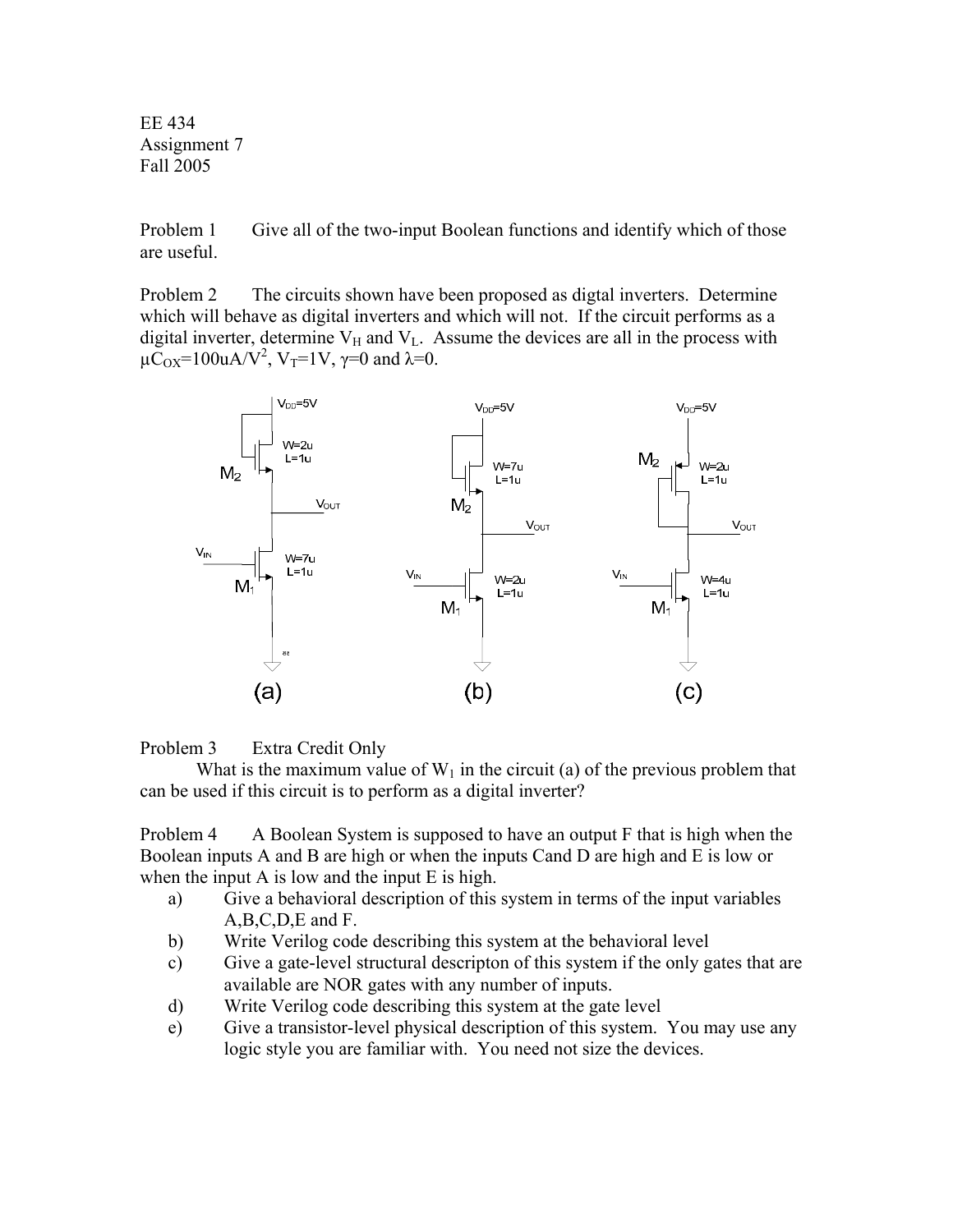EE 434
Assignment 7
Fall 2005

Problem 1 Give all of the two-input Boolean functions and identify which of those are useful.

Problem 2 The circuits shown have been proposed as digtal inverters. Determine which will behave as digital inverters and which will not. If the circuit performs as a digital inverter, determine $V_H$ and $V_L$. Assume the devices are all in the process with $\mu C_{OX}$=100uA/V$^2$, $V_T$=1V, $\gamma$=0 and $\lambda$=0.

Problem 3 Extra Credit Only

What is the maximum value of $W_1$ in the circuit (a) of the previous problem that can be used if this circuit is to perform as a digital inverter?

Problem 4 A Boolean System is supposed to have an output F that is high when the Boolean inputs A and B are high or when the inputs Cand D are high and E is low or when the input A is low and the input E is high.

a) Give a behavioral description of this system in terms of the input variables A,B,C,D,E and F.
b) Write Verilog code describing this system at the behavioral level
c) Give a gate-level structural descripton of this system if the only gates that are available are NOR gates with any number of inputs.
d) Write Verilog code describing this system at the gate level
e) Give a transistor-level physical description of this system. You may use any logic style you are familiar with. You need not size the devices.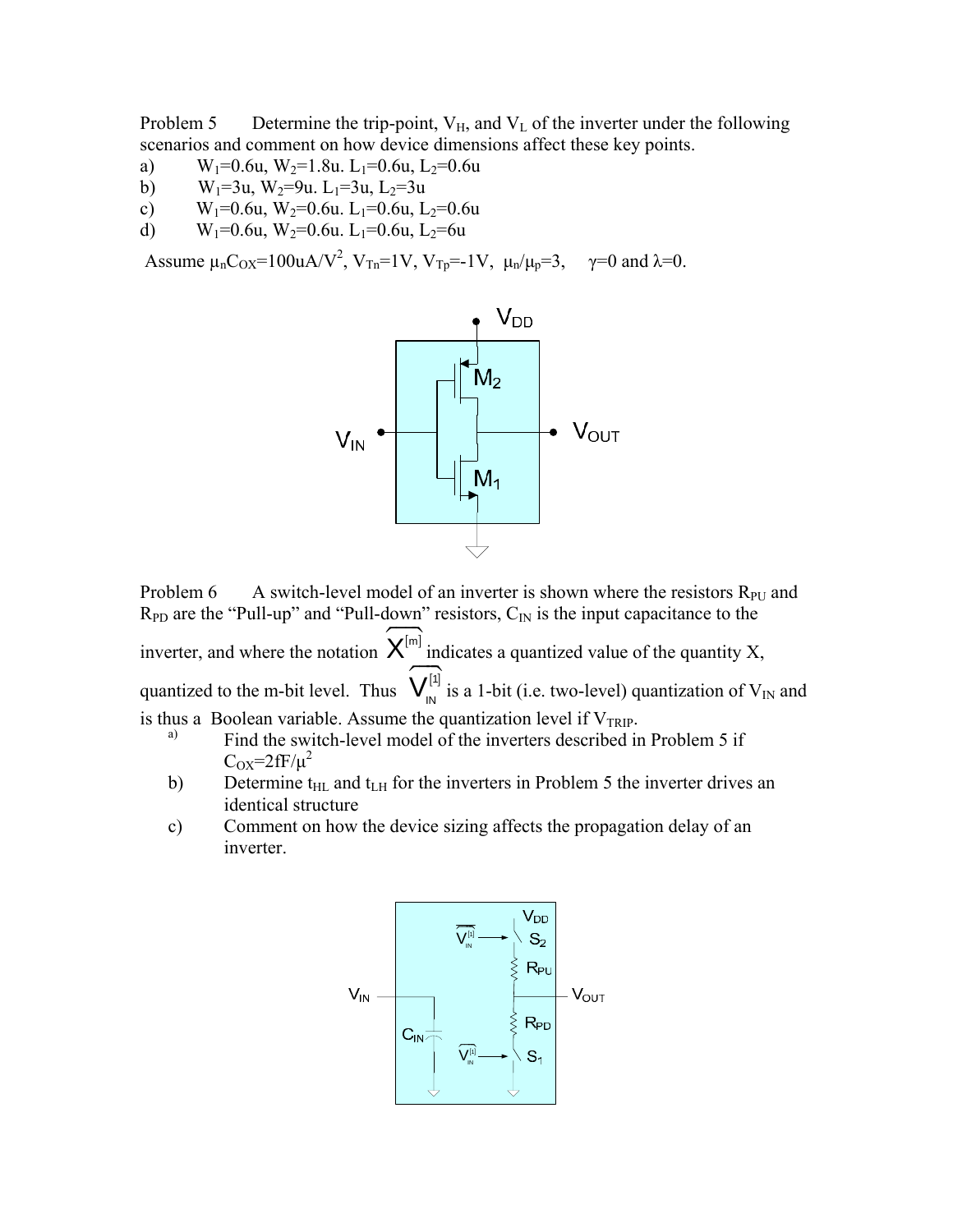Problem 5 Determine the trip-point, $V_H$, and $V_L$ of the inverter under the following scenarios and comment on how device dimensions affect these key points.

a) $W_1$=0.6u, $W_2$=1.8u. $L_1$=0.6u, $L_2$=0.6u
b) $W_1$=3u, $W_2$=9u. $L_1$=3u, $L_2$=3u
c) $W_1$=0.6u, $W_2$=0.6u. $L_1$=0.6u, $L_2$=0.6u
d) $W_1$=0.6u, $W_2$=0.6u. $L_1$=0.6u, $L_2$=6u

Assume $\mu_n C_{OX}$=100uA/V$^2$, $V_{Tn}$=1V, $V_{Tp}$=-1V, $\mu_n/\mu_p$=3, $\gamma$=0 and $\lambda$=0.

Problem 6 A switch-level model of an inverter is shown where the resistors $R_{PU}$ and $R_{PD}$ are the "Pull-up" and "Pull-down" resistors, $C_{IN}$ is the input capacitance to the inverter, and where the notation $\widehat{X}^{[m]}$ indicates a quantized value of the quantity X, quantized to the m-bit level. Thus $\widehat{V_{IN}}^{[1]}$ is a 1-bit (i.e. two-level) quantization of $V_{IN}$ and is thus a Boolean variable. Assume the quantization level if $V_{TRIP}$.

a) Find the switch-level model of the inverters described in Problem 5 if $C_{OX}$=2fF/$\mu^2$
b) Determine $t_{HL}$ and $t_{LH}$ for the inverters in Problem 5 the inverter drives an identical structure
c) Comment on how the device sizing affects the propagation delay of an inverter.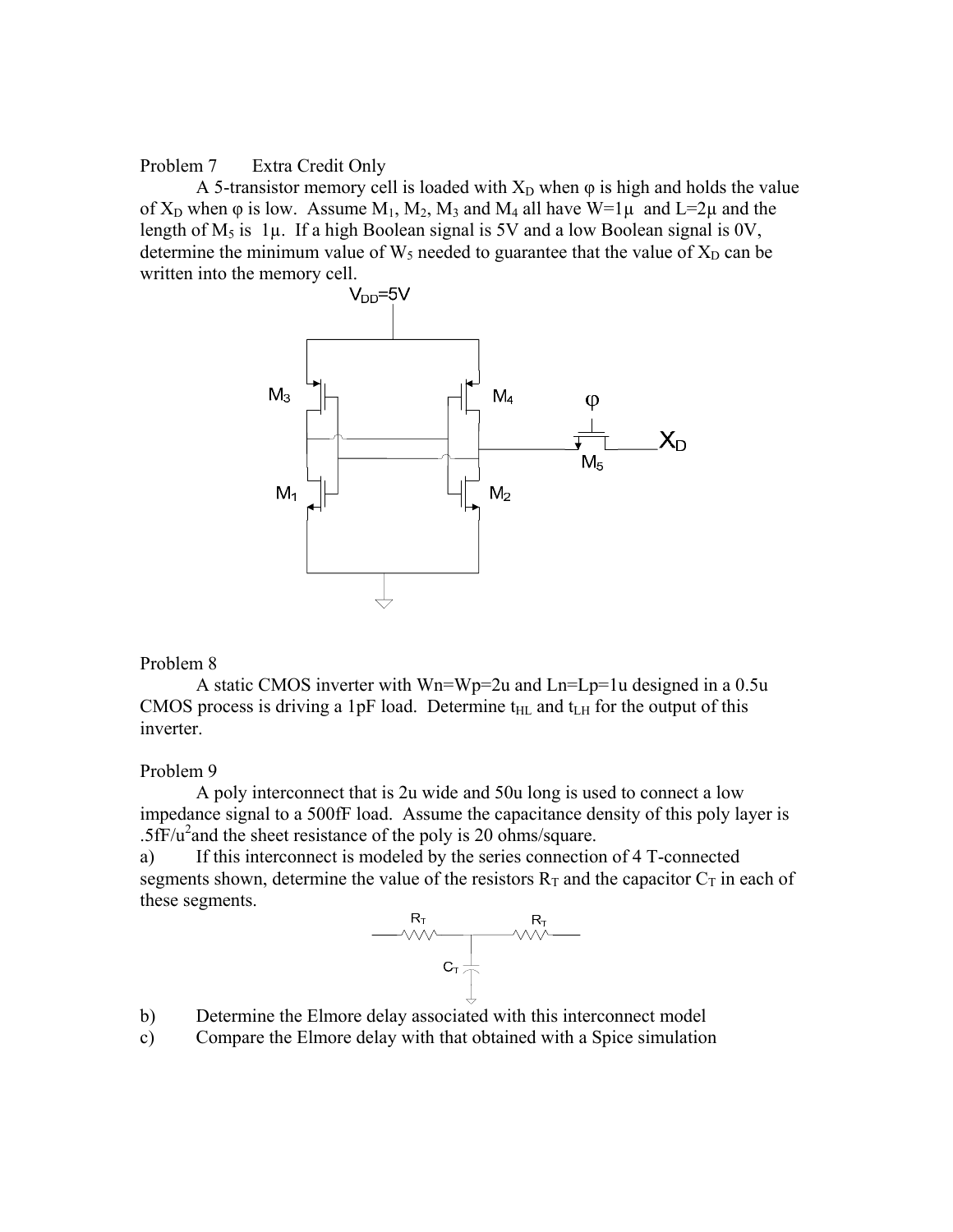Problem 7 Extra Credit Only

A 5-transistor memory cell is loaded with $X_D$ when $\varphi$ is high and holds the value of $X_D$ when $\varphi$ is low. Assume $M_1$, $M_2$, $M_3$ and $M_4$ all have $W=1\mu$ and $L=2\mu$ and the length of $M_5$ is $1\mu$. If a high Boolean signal is 5V and a low Boolean signal is 0V, determine the minimum value of $W_5$ needed to guarantee that the value of $X_D$ can be written into the memory cell.

Problem 8

A static CMOS inverter with Wn=Wp=2u and Ln=Lp=1u designed in a 0.5u CMOS process is driving a 1pF load. Determine $t_{HL}$ and $t_{LH}$ for the output of this inverter.

Problem 9

A poly interconnect that is 2u wide and 50u long is used to connect a low impedance signal to a 500fF load. Assume the capacitance density of this poly layer is .5fF/u$^2$ and the sheet resistance of the poly is 20 ohms/square.

a) If this interconnect is modeled by the series connection of 4 T-connected segments shown, determine the value of the resistors $R_T$ and the capacitor $C_T$ in each of these segments.

b) Determine the Elmore delay associated with this interconnect model

c) Compare the Elmore delay with that obtained with a Spice simulation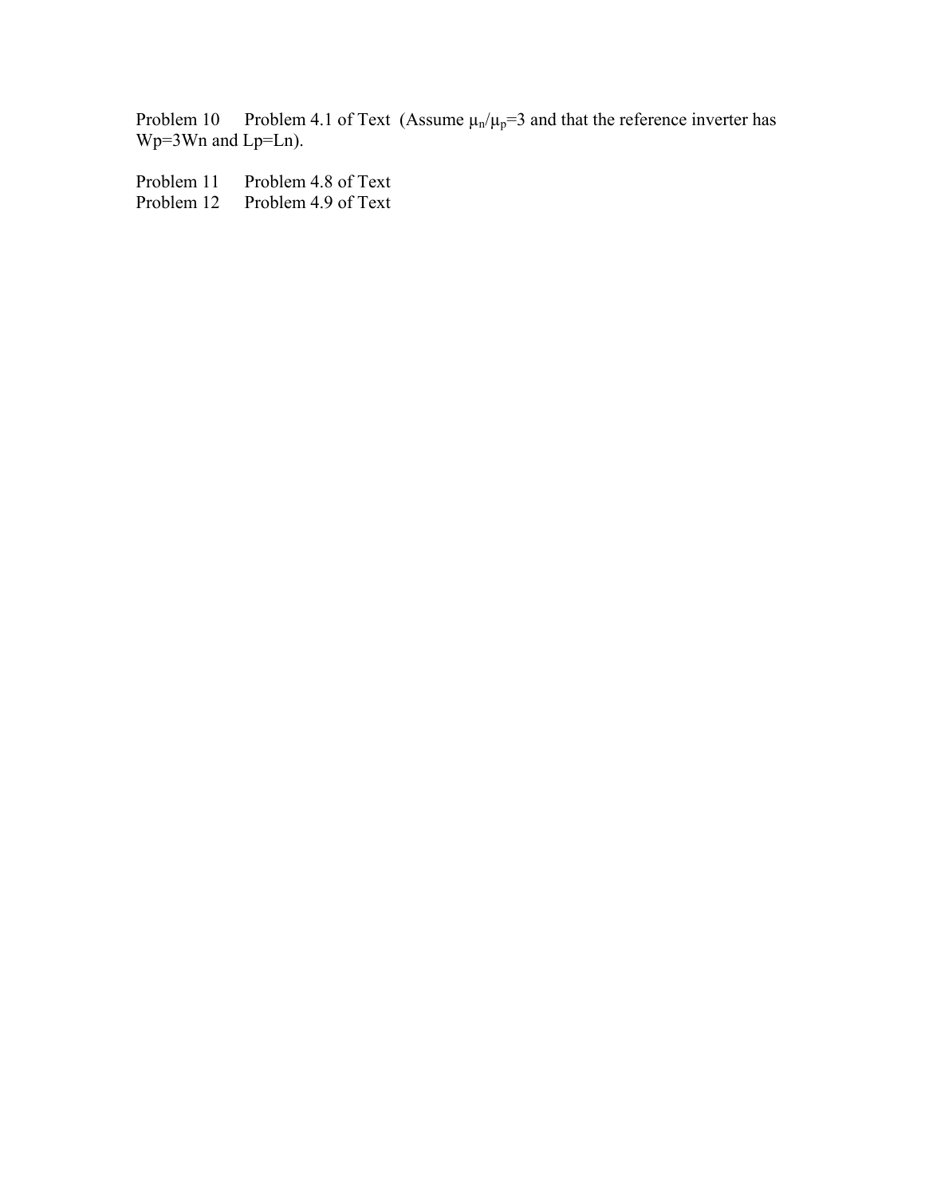Problem 10 Problem 4.1 of Text (Assume $\mu_n/\mu_p$=3 and that the reference inverter has Wp=3Wn and Lp=Ln).

Problem 11 Problem 4.8 of Text

Problem 12 Problem 4.9 of Text